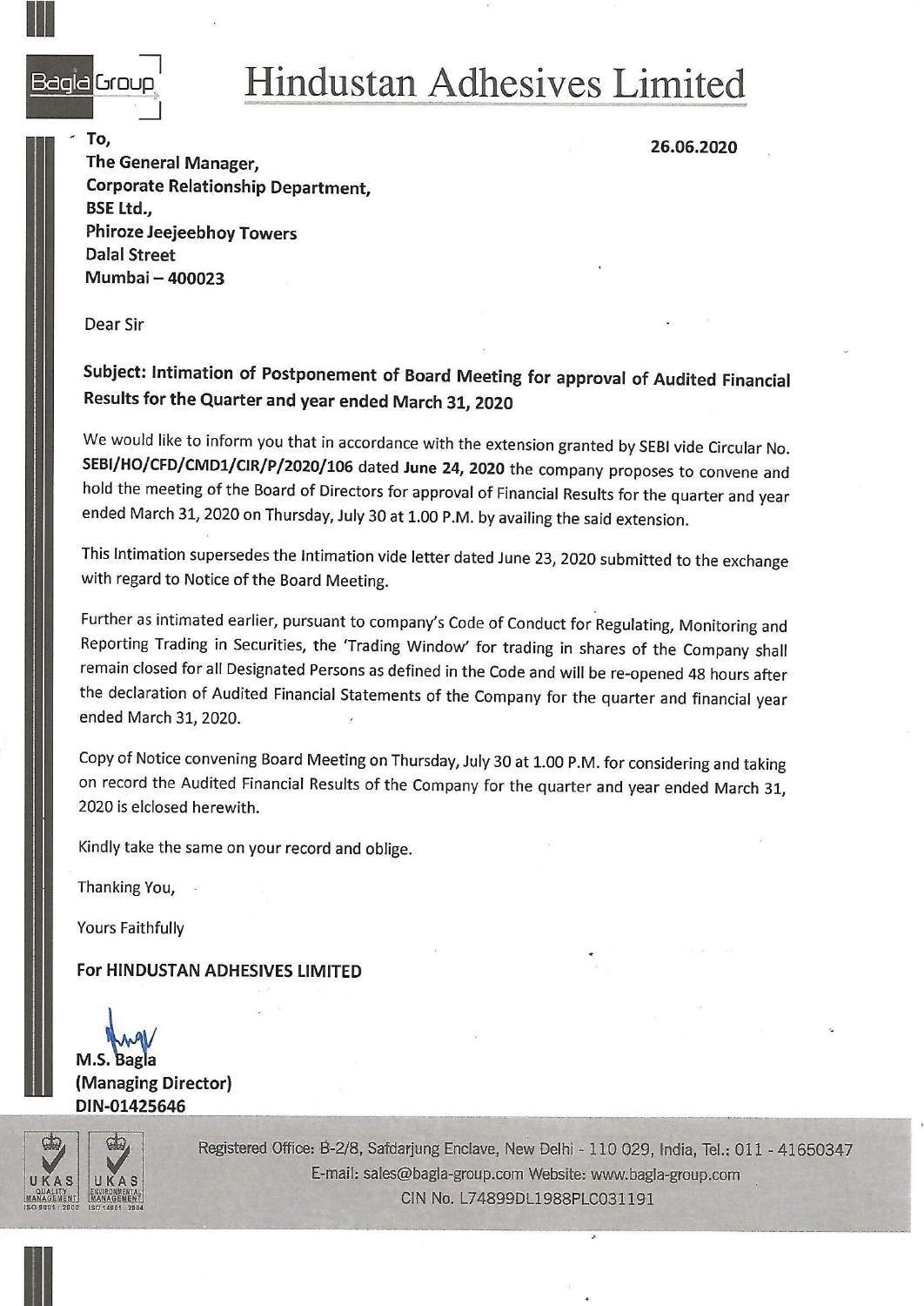Bagla Group

# Hindustan Adhesives Limited

To,
The General Manager,
Corporate Relationship Department,
BSE Ltd.,
Phiroze Jeejeebhoy Towers
Dalal Street
Mumbai – 400023

26.06.2020

Dear Sir

**Subject: Intimation of Postponement of Board Meeting for approval of Audited Financial Results for the Quarter and year ended March 31, 2020**

We would like to inform you that in accordance with the extension granted by SEBI vide Circular No. **SEBI/HO/CFD/CMD1/CIR/P/2020/106** dated **June 24, 2020** the company proposes to convene and hold the meeting of the Board of Directors for approval of Financial Results for the quarter and year ended March 31, 2020 on Thursday, July 30 at 1.00 P.M. by availing the said extension.

This Intimation supersedes the Intimation vide letter dated June 23, 2020 submitted to the exchange with regard to Notice of the Board Meeting.

Further as intimated earlier, pursuant to company's Code of Conduct for Regulating, Monitoring and Reporting Trading in Securities, the 'Trading Window' for trading in shares of the Company shall remain closed for all Designated Persons as defined in the Code and will be re-opened 48 hours after the declaration of Audited Financial Statements of the Company for the quarter and financial year ended March 31, 2020.

Copy of Notice convening Board Meeting on Thursday, July 30 at 1.00 P.M. for considering and taking on record the Audited Financial Results of the Company for the quarter and year ended March 31, 2020 is elclosed herewith.

Kindly take the same on your record and oblige.

Thanking You,

Yours Faithfully

**For HINDUSTAN ADHESIVES LIMITED**

**M.S. Bagla**
**(Managing Director)**
**DIN-01425646**

Registered Office: B-2/8, Safdarjung Enclave, New Delhi - 110 029, India, Tel.: 011 - 41650347
E-mail: sales@bagla-group.com Website: www.bagla-group.com
CIN No. L74899DL1988PLC031191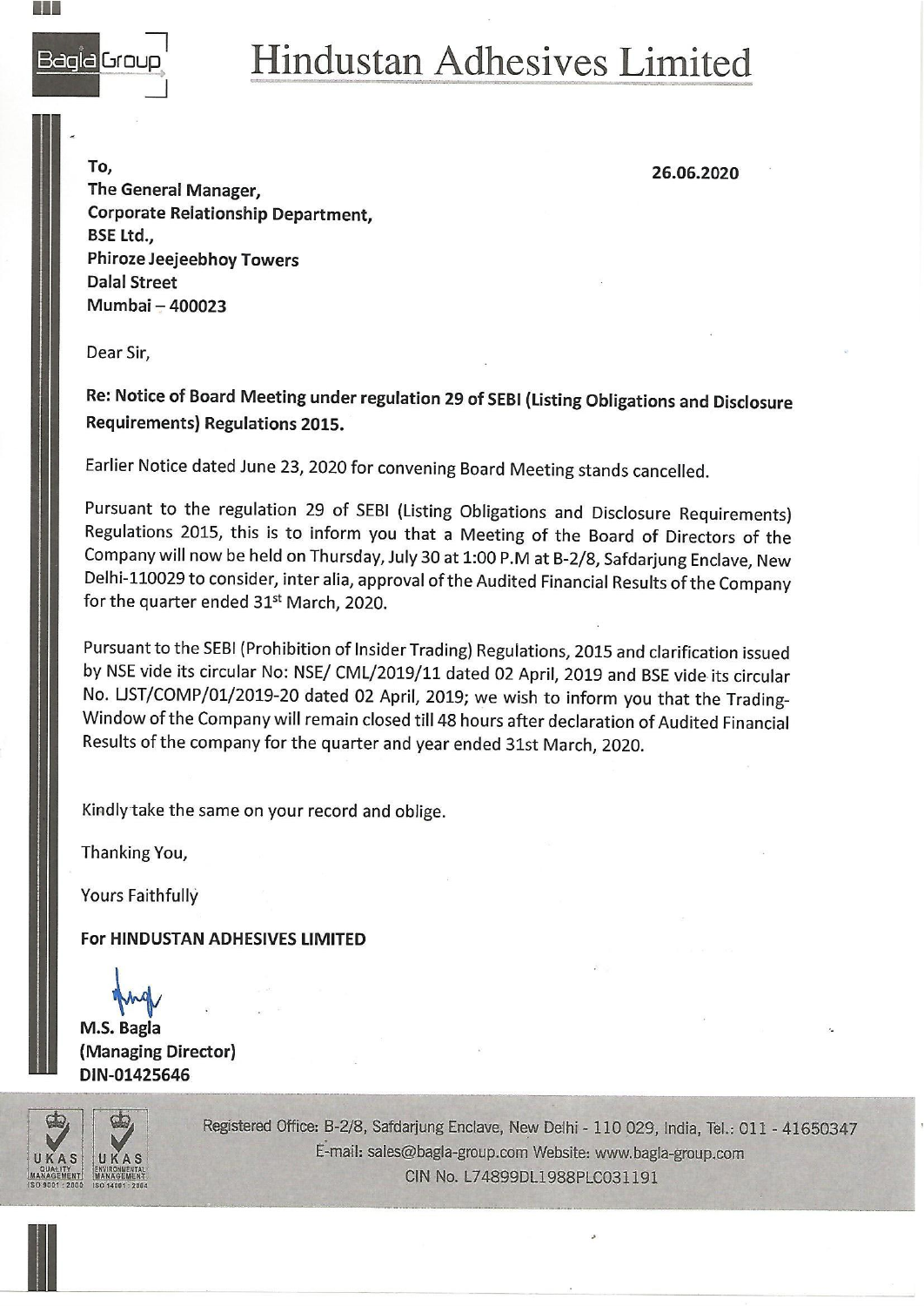# Hindustan Adhesives Limited

To,
The General Manager,
Corporate Relationship Department,
BSE Ltd.,
Phiroze Jeejeebhoy Towers
Dalal Street
Mumbai – 400023

26.06.2020

Dear Sir,

**Re: Notice of Board Meeting under regulation 29 of SEBI (Listing Obligations and Disclosure Requirements) Regulations 2015.**

Earlier Notice dated June 23, 2020 for convening Board Meeting stands cancelled.

Pursuant to the regulation 29 of SEBI (Listing Obligations and Disclosure Requirements) Regulations 2015, this is to inform you that a Meeting of the Board of Directors of the Company will now be held on Thursday, July 30 at 1:00 P.M at B-2/8, Safdarjung Enclave, New Delhi-110029 to consider, inter alia, approval of the Audited Financial Results of the Company for the quarter ended 31st March, 2020.

Pursuant to the SEBI (Prohibition of Insider Trading) Regulations, 2015 and clarification issued by NSE vide its circular No: NSE/ CML/2019/11 dated 02 April, 2019 and BSE vide its circular No. LIST/COMP/01/2019-20 dated 02 April, 2019; we wish to inform you that the Trading-Window of the Company will remain closed till 48 hours after declaration of Audited Financial Results of the company for the quarter and year ended 31st March, 2020.

Kindly take the same on your record and oblige.

Thanking You,

Yours Faithfully

**For HINDUSTAN ADHESIVES LIMITED**

**M.S. Bagla**
**(Managing Director)**
**DIN-01425646**

Registered Office: B-2/8, Safdarjung Enclave, New Delhi - 110 029, India, Tel.: 011 - 41650347
E-mail: sales@bagla-group.com Website: www.bagla-group.com
CIN No. L74899DL1988PLC031191